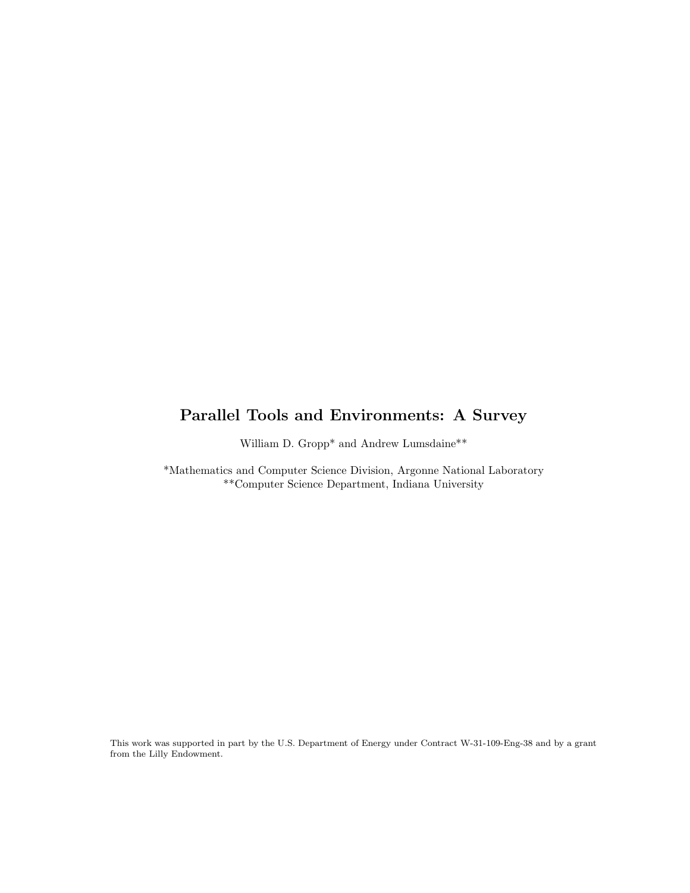# Parallel Tools and Environments: A Survey

William D. Gropp* and Andrew Lumsdaine**

*Mathematics and Computer Science Division, Argonne National Laboratory
**Computer Science Department, Indiana University

This work was supported in part by the U.S. Department of Energy under Contract W-31-109-Eng-38 and by a grant from the Lilly Endowment.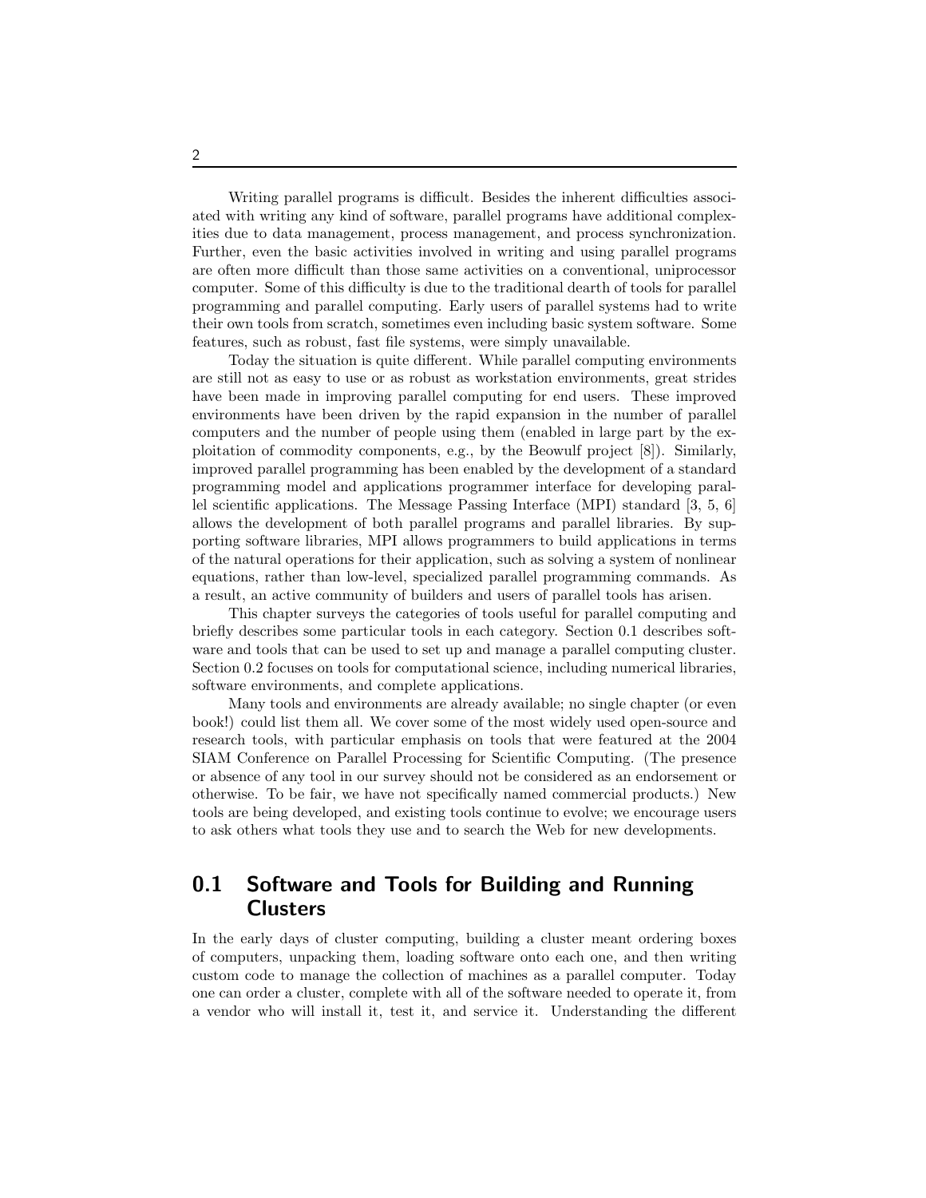Writing parallel programs is difficult. Besides the inherent difficulties associated with writing any kind of software, parallel programs have additional complexities due to data management, process management, and process synchronization. Further, even the basic activities involved in writing and using parallel programs are often more difficult than those same activities on a conventional, uniprocessor computer. Some of this difficulty is due to the traditional dearth of tools for parallel programming and parallel computing. Early users of parallel systems had to write their own tools from scratch, sometimes even including basic system software. Some features, such as robust, fast file systems, were simply unavailable.

Today the situation is quite different. While parallel computing environments are still not as easy to use or as robust as workstation environments, great strides have been made in improving parallel computing for end users. These improved environments have been driven by the rapid expansion in the number of parallel computers and the number of people using them (enabled in large part by the exploitation of commodity components, e.g., by the Beowulf project [8]). Similarly, improved parallel programming has been enabled by the development of a standard programming model and applications programmer interface for developing parallel scientific applications. The Message Passing Interface (MPI) standard [3, 5, 6] allows the development of both parallel programs and parallel libraries. By supporting software libraries, MPI allows programmers to build applications in terms of the natural operations for their application, such as solving a system of nonlinear equations, rather than low-level, specialized parallel programming commands. As a result, an active community of builders and users of parallel tools has arisen.

This chapter surveys the categories of tools useful for parallel computing and briefly describes some particular tools in each category. Section 0.1 describes software and tools that can be used to set up and manage a parallel computing cluster. Section 0.2 focuses on tools for computational science, including numerical libraries, software environments, and complete applications.

Many tools and environments are already available; no single chapter (or even book!) could list them all. We cover some of the most widely used open-source and research tools, with particular emphasis on tools that were featured at the 2004 SIAM Conference on Parallel Processing for Scientific Computing. (The presence or absence of any tool in our survey should not be considered as an endorsement or otherwise. To be fair, we have not specifically named commercial products.) New tools are being developed, and existing tools continue to evolve; we encourage users to ask others what tools they use and to search the Web for new developments.

## 0.1 Software and Tools for Building and Running Clusters

In the early days of cluster computing, building a cluster meant ordering boxes of computers, unpacking them, loading software onto each one, and then writing custom code to manage the collection of machines as a parallel computer. Today one can order a cluster, complete with all of the software needed to operate it, from a vendor who will install it, test it, and service it. Understanding the different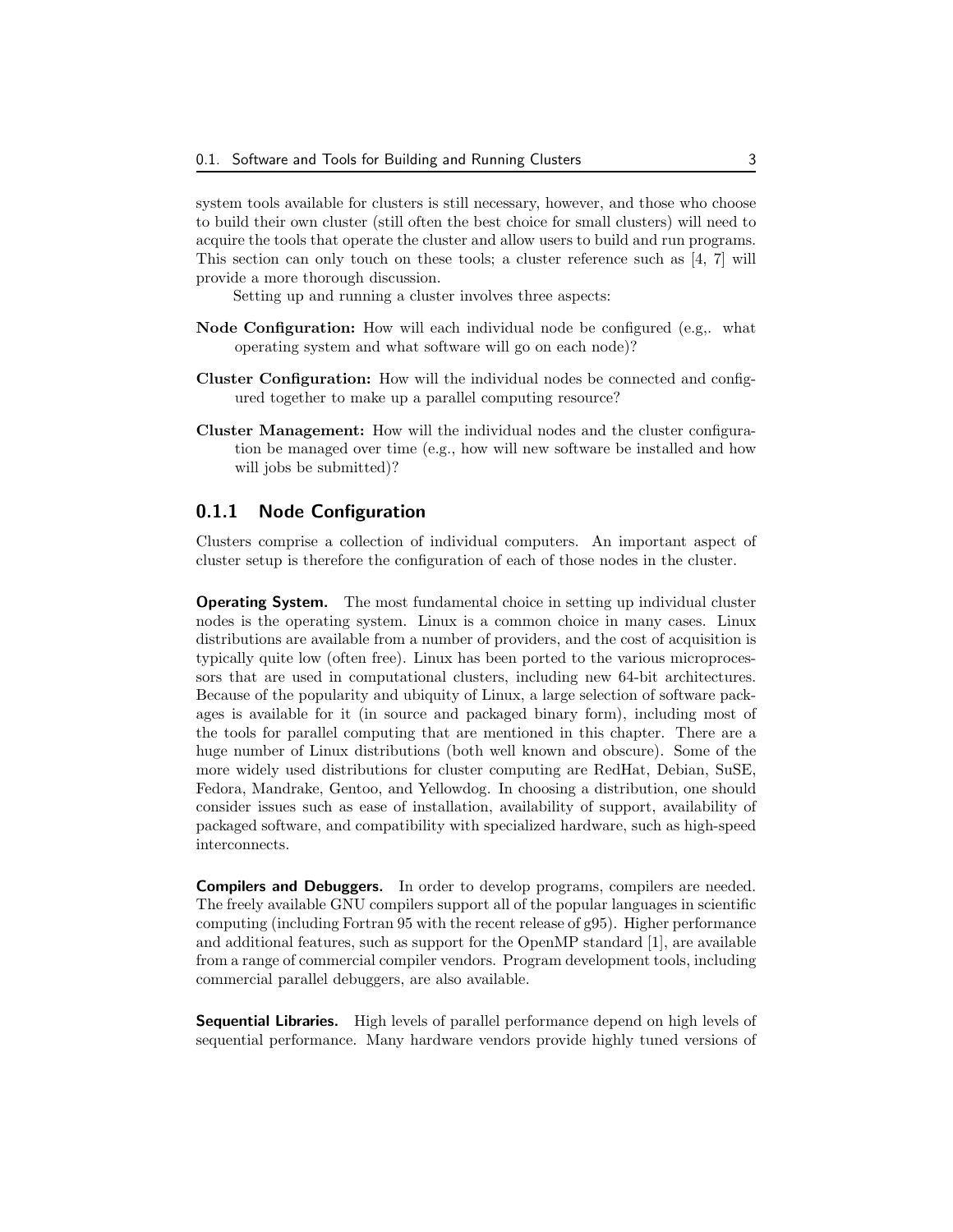system tools available for clusters is still necessary, however, and those who choose to build their own cluster (still often the best choice for small clusters) will need to acquire the tools that operate the cluster and allow users to build and run programs. This section can only touch on these tools; a cluster reference such as [4, 7] will provide a more thorough discussion.

Setting up and running a cluster involves three aspects:

**Node Configuration:** How will each individual node be configured (e.g,. what operating system and what software will go on each node)?

**Cluster Configuration:** How will the individual nodes be connected and configured together to make up a parallel computing resource?

**Cluster Management:** How will the individual nodes and the cluster configuration be managed over time (e.g., how will new software be installed and how will jobs be submitted)?

### 0.1.1 Node Configuration

Clusters comprise a collection of individual computers. An important aspect of cluster setup is therefore the configuration of each of those nodes in the cluster.

**Operating System.** The most fundamental choice in setting up individual cluster nodes is the operating system. Linux is a common choice in many cases. Linux distributions are available from a number of providers, and the cost of acquisition is typically quite low (often free). Linux has been ported to the various microprocessors that are used in computational clusters, including new 64-bit architectures. Because of the popularity and ubiquity of Linux, a large selection of software packages is available for it (in source and packaged binary form), including most of the tools for parallel computing that are mentioned in this chapter. There are a huge number of Linux distributions (both well known and obscure). Some of the more widely used distributions for cluster computing are RedHat, Debian, SuSE, Fedora, Mandrake, Gentoo, and Yellowdog. In choosing a distribution, one should consider issues such as ease of installation, availability of support, availability of packaged software, and compatibility with specialized hardware, such as high-speed interconnects.

**Compilers and Debuggers.** In order to develop programs, compilers are needed. The freely available GNU compilers support all of the popular languages in scientific computing (including Fortran 95 with the recent release of g95). Higher performance and additional features, such as support for the OpenMP standard [1], are available from a range of commercial compiler vendors. Program development tools, including commercial parallel debuggers, are also available.

**Sequential Libraries.** High levels of parallel performance depend on high levels of sequential performance. Many hardware vendors provide highly tuned versions of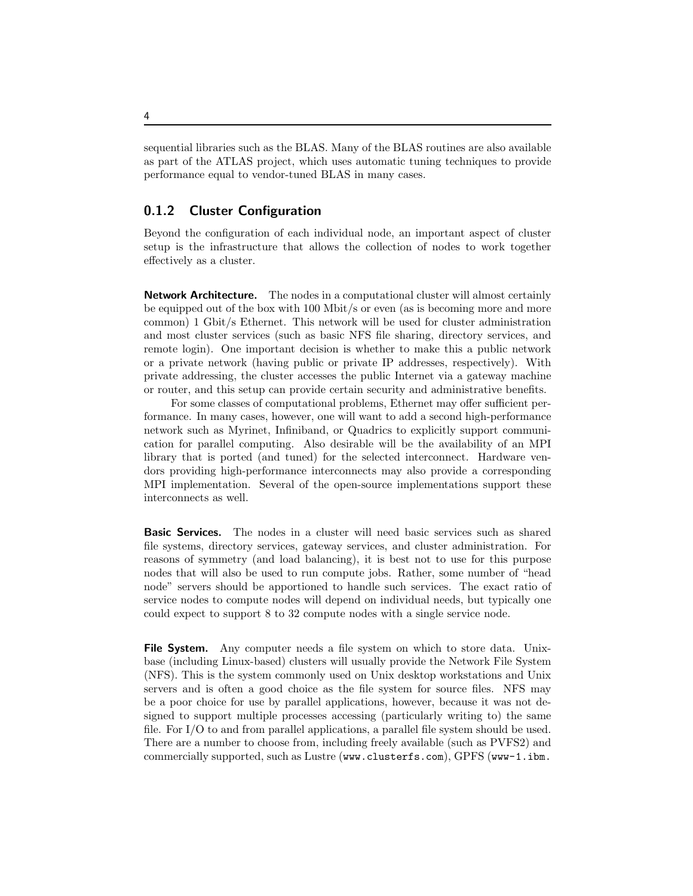sequential libraries such as the BLAS. Many of the BLAS routines are also available as part of the ATLAS project, which uses automatic tuning techniques to provide performance equal to vendor-tuned BLAS in many cases.

### 0.1.2 Cluster Configuration

Beyond the configuration of each individual node, an important aspect of cluster setup is the infrastructure that allows the collection of nodes to work together effectively as a cluster.

**Network Architecture.** The nodes in a computational cluster will almost certainly be equipped out of the box with 100 Mbit/s or even (as is becoming more and more common) 1 Gbit/s Ethernet. This network will be used for cluster administration and most cluster services (such as basic NFS file sharing, directory services, and remote login). One important decision is whether to make this a public network or a private network (having public or private IP addresses, respectively). With private addressing, the cluster accesses the public Internet via a gateway machine or router, and this setup can provide certain security and administrative benefits.

For some classes of computational problems, Ethernet may offer sufficient performance. In many cases, however, one will want to add a second high-performance network such as Myrinet, Infiniband, or Quadrics to explicitly support communication for parallel computing. Also desirable will be the availability of an MPI library that is ported (and tuned) for the selected interconnect. Hardware vendors providing high-performance interconnects may also provide a corresponding MPI implementation. Several of the open-source implementations support these interconnects as well.

**Basic Services.** The nodes in a cluster will need basic services such as shared file systems, directory services, gateway services, and cluster administration. For reasons of symmetry (and load balancing), it is best not to use for this purpose nodes that will also be used to run compute jobs. Rather, some number of "head node" servers should be apportioned to handle such services. The exact ratio of service nodes to compute nodes will depend on individual needs, but typically one could expect to support 8 to 32 compute nodes with a single service node.

**File System.** Any computer needs a file system on which to store data. Unix-base (including Linux-based) clusters will usually provide the Network File System (NFS). This is the system commonly used on Unix desktop workstations and Unix servers and is often a good choice as the file system for source files. NFS may be a poor choice for use by parallel applications, however, because it was not designed to support multiple processes accessing (particularly writing to) the same file. For I/O to and from parallel applications, a parallel file system should be used. There are a number to choose from, including freely available (such as PVFS2) and commercially supported, such as Lustre (`www.clusterfs.com`), GPFS (`www-1.ibm.`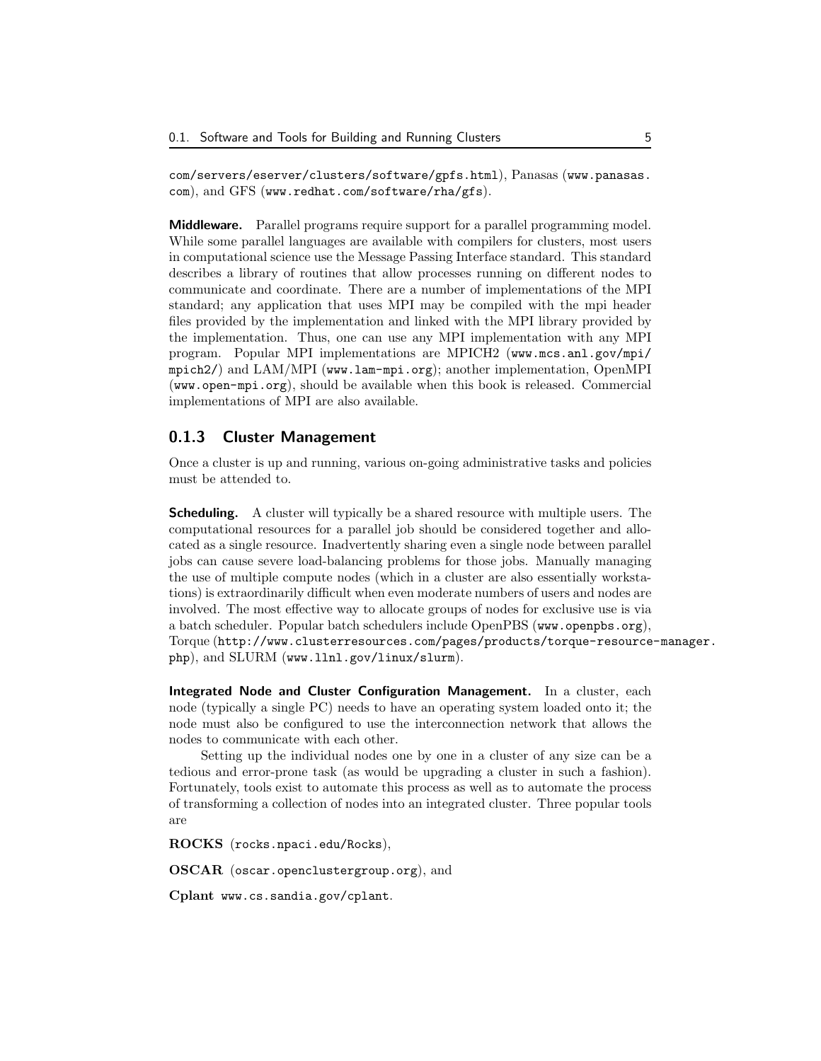com/servers/eserver/clusters/software/gpfs.html), Panasas (www.panasas.com), and GFS (www.redhat.com/software/rha/gfs).

**Middleware.** Parallel programs require support for a parallel programming model. While some parallel languages are available with compilers for clusters, most users in computational science use the Message Passing Interface standard. This standard describes a library of routines that allow processes running on different nodes to communicate and coordinate. There are a number of implementations of the MPI standard; any application that uses MPI may be compiled with the mpi header files provided by the implementation and linked with the MPI library provided by the implementation. Thus, one can use any MPI implementation with any MPI program. Popular MPI implementations are MPICH2 (www.mcs.anl.gov/mpi/mpich2/) and LAM/MPI (www.lam-mpi.org); another implementation, OpenMPI (www.open-mpi.org), should be available when this book is released. Commercial implementations of MPI are also available.

### 0.1.3 Cluster Management

Once a cluster is up and running, various on-going administrative tasks and policies must be attended to.

**Scheduling.** A cluster will typically be a shared resource with multiple users. The computational resources for a parallel job should be considered together and allocated as a single resource. Inadvertently sharing even a single node between parallel jobs can cause severe load-balancing problems for those jobs. Manually managing the use of multiple compute nodes (which in a cluster are also essentially workstations) is extraordinarily difficult when even moderate numbers of users and nodes are involved. The most effective way to allocate groups of nodes for exclusive use is via a batch scheduler. Popular batch schedulers include OpenPBS (www.openpbs.org), Torque (http://www.clusterresources.com/pages/products/torque-resource-manager.php), and SLURM (www.llnl.gov/linux/slurm).

**Integrated Node and Cluster Configuration Management.** In a cluster, each node (typically a single PC) needs to have an operating system loaded onto it; the node must also be configured to use the interconnection network that allows the nodes to communicate with each other.

Setting up the individual nodes one by one in a cluster of any size can be a tedious and error-prone task (as would be upgrading a cluster in such a fashion). Fortunately, tools exist to automate this process as well as to automate the process of transforming a collection of nodes into an integrated cluster. Three popular tools are

**ROCKS** (rocks.npaci.edu/Rocks),

**OSCAR** (oscar.openclustergroup.org), and

**Cplant** www.cs.sandia.gov/cplant.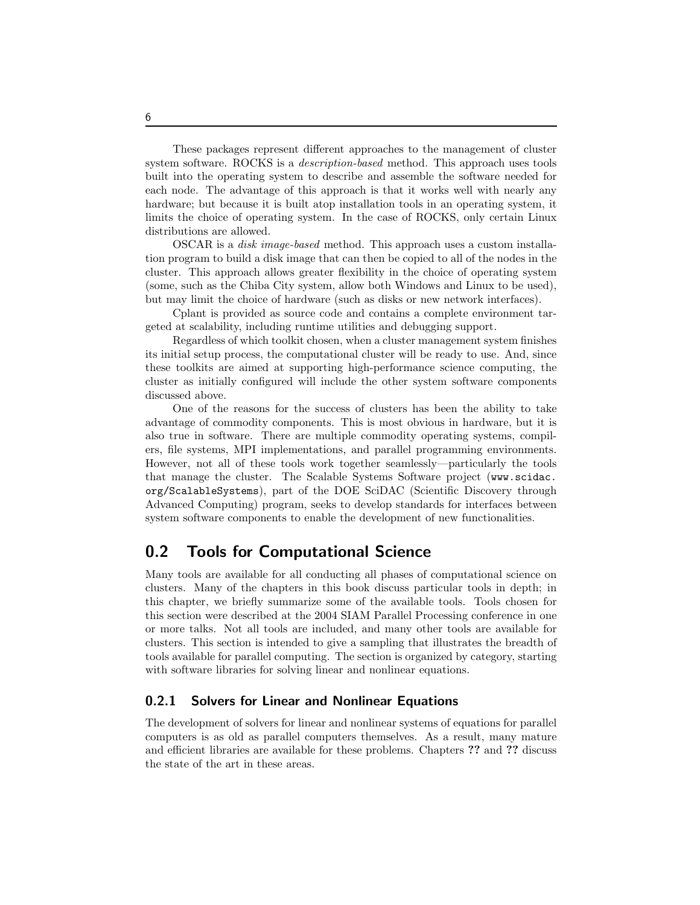These packages represent different approaches to the management of cluster system software. ROCKS is a *description-based* method. This approach uses tools built into the operating system to describe and assemble the software needed for each node. The advantage of this approach is that it works well with nearly any hardware; but because it is built atop installation tools in an operating system, it limits the choice of operating system. In the case of ROCKS, only certain Linux distributions are allowed.

OSCAR is a *disk image-based* method. This approach uses a custom installation program to build a disk image that can then be copied to all of the nodes in the cluster. This approach allows greater flexibility in the choice of operating system (some, such as the Chiba City system, allow both Windows and Linux to be used), but may limit the choice of hardware (such as disks or new network interfaces).

Cplant is provided as source code and contains a complete environment targeted at scalability, including runtime utilities and debugging support.

Regardless of which toolkit chosen, when a cluster management system finishes its initial setup process, the computational cluster will be ready to use. And, since these toolkits are aimed at supporting high-performance science computing, the cluster as initially configured will include the other system software components discussed above.

One of the reasons for the success of clusters has been the ability to take advantage of commodity components. This is most obvious in hardware, but it is also true in software. There are multiple commodity operating systems, compilers, file systems, MPI implementations, and parallel programming environments. However, not all of these tools work together seamlessly—particularly the tools that manage the cluster. The Scalable Systems Software project (`www.scidac.org/ScalableSystems`), part of the DOE SciDAC (Scientific Discovery through Advanced Computing) program, seeks to develop standards for interfaces between system software components to enable the development of new functionalities.

## 0.2 Tools for Computational Science

Many tools are available for all conducting all phases of computational science on clusters. Many of the chapters in this book discuss particular tools in depth; in this chapter, we briefly summarize some of the available tools. Tools chosen for this section were described at the 2004 SIAM Parallel Processing conference in one or more talks. Not all tools are included, and many other tools are available for clusters. This section is intended to give a sampling that illustrates the breadth of tools available for parallel computing. The section is organized by category, starting with software libraries for solving linear and nonlinear equations.

### 0.2.1 Solvers for Linear and Nonlinear Equations

The development of solvers for linear and nonlinear systems of equations for parallel computers is as old as parallel computers themselves. As a result, many mature and efficient libraries are available for these problems. Chapters **??** and **??** discuss the state of the art in these areas.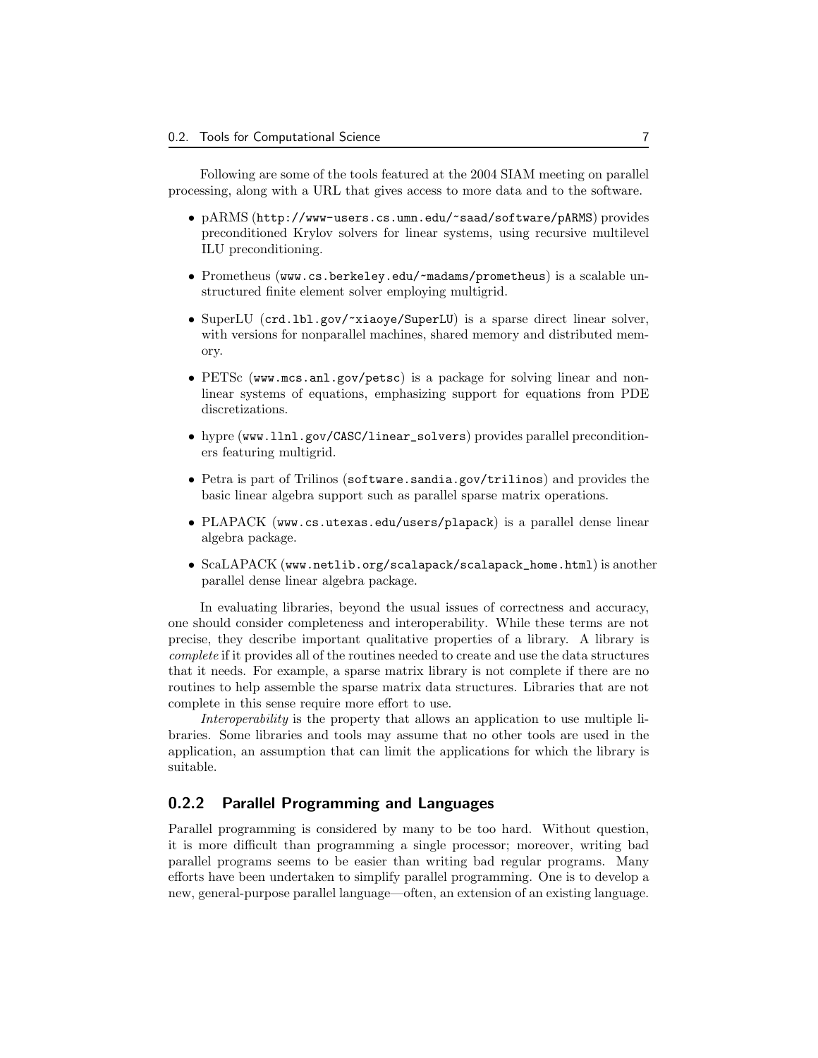Following are some of the tools featured at the 2004 SIAM meeting on parallel processing, along with a URL that gives access to more data and to the software.

- pARMS (`http://www-users.cs.umn.edu/~saad/software/pARMS`) provides preconditioned Krylov solvers for linear systems, using recursive multilevel ILU preconditioning.
- Prometheus (`www.cs.berkeley.edu/~madams/prometheus`) is a scalable unstructured finite element solver employing multigrid.
- SuperLU (`crd.lbl.gov/~xiaoye/SuperLU`) is a sparse direct linear solver, with versions for nonparallel machines, shared memory and distributed memory.
- PETSc (`www.mcs.anl.gov/petsc`) is a package for solving linear and nonlinear systems of equations, emphasizing support for equations from PDE discretizations.
- hypre (`www.llnl.gov/CASC/linear_solvers`) provides parallel preconditioners featuring multigrid.
- Petra is part of Trilinos (`software.sandia.gov/trilinos`) and provides the basic linear algebra support such as parallel sparse matrix operations.
- PLAPACK (`www.cs.utexas.edu/users/plapack`) is a parallel dense linear algebra package.
- ScaLAPACK (`www.netlib.org/scalapack/scalapack_home.html`) is another parallel dense linear algebra package.

In evaluating libraries, beyond the usual issues of correctness and accuracy, one should consider completeness and interoperability. While these terms are not precise, they describe important qualitative properties of a library. A library is *complete* if it provides all of the routines needed to create and use the data structures that it needs. For example, a sparse matrix library is not complete if there are no routines to help assemble the sparse matrix data structures. Libraries that are not complete in this sense require more effort to use.

*Interoperability* is the property that allows an application to use multiple libraries. Some libraries and tools may assume that no other tools are used in the application, an assumption that can limit the applications for which the library is suitable.

### 0.2.2 Parallel Programming and Languages

Parallel programming is considered by many to be too hard. Without question, it is more difficult than programming a single processor; moreover, writing bad parallel programs seems to be easier than writing bad regular programs. Many efforts have been undertaken to simplify parallel programming. One is to develop a new, general-purpose parallel language—often, an extension of an existing language.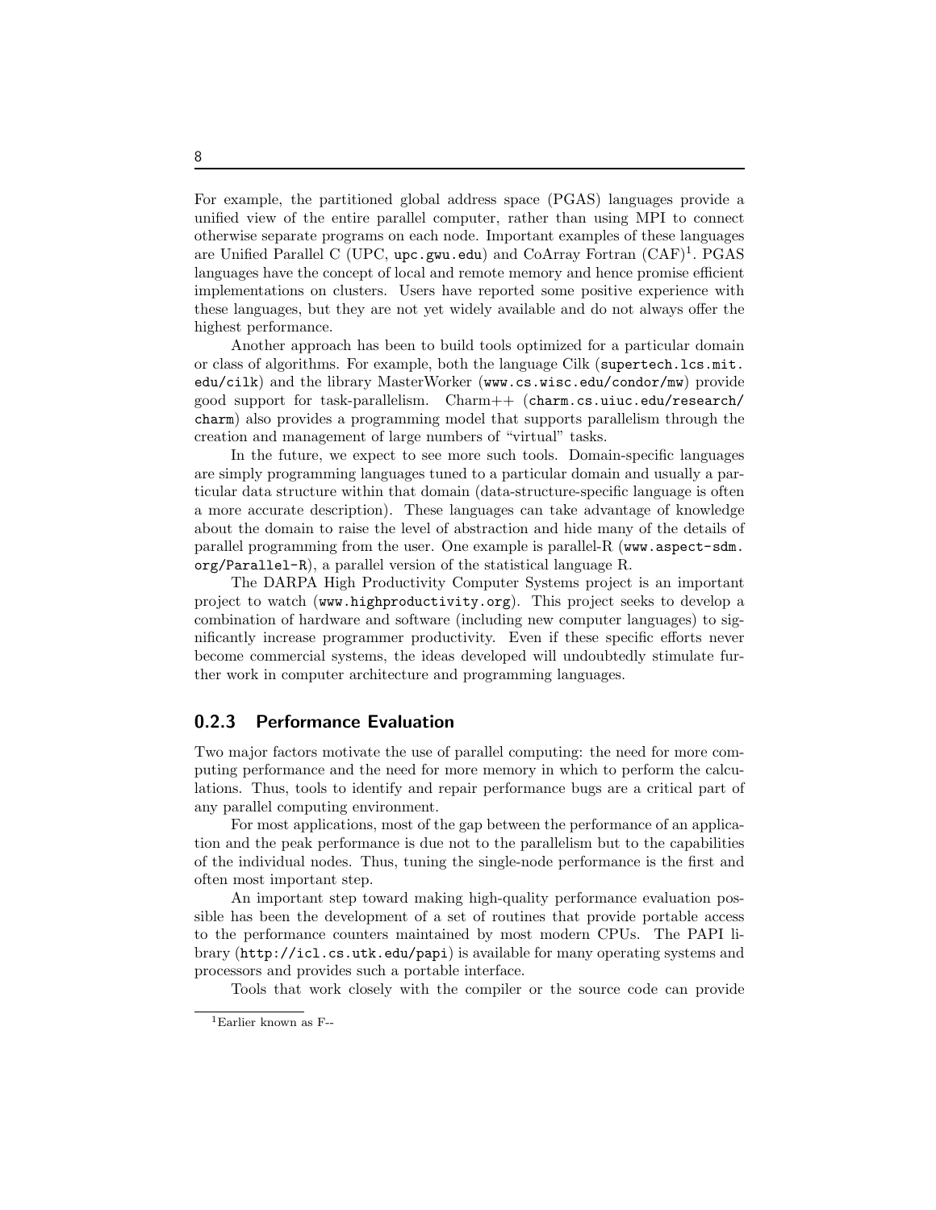For example, the partitioned global address space (PGAS) languages provide a unified view of the entire parallel computer, rather than using MPI to connect otherwise separate programs on each node. Important examples of these languages are Unified Parallel C (UPC, upc.gwu.edu) and CoArray Fortran (CAF)[1]. PGAS languages have the concept of local and remote memory and hence promise efficient implementations on clusters. Users have reported some positive experience with these languages, but they are not yet widely available and do not always offer the highest performance.

Another approach has been to build tools optimized for a particular domain or class of algorithms. For example, both the language Cilk (supertech.lcs.mit.edu/cilk) and the library MasterWorker (www.cs.wisc.edu/condor/mw) provide good support for task-parallelism. Charm++ (charm.cs.uiuc.edu/research/charm) also provides a programming model that supports parallelism through the creation and management of large numbers of "virtual" tasks.

In the future, we expect to see more such tools. Domain-specific languages are simply programming languages tuned to a particular domain and usually a particular data structure within that domain (data-structure-specific language is often a more accurate description). These languages can take advantage of knowledge about the domain to raise the level of abstraction and hide many of the details of parallel programming from the user. One example is parallel-R (www.aspect-sdm.org/Parallel-R), a parallel version of the statistical language R.

The DARPA High Productivity Computer Systems project is an important project to watch (www.highproductivity.org). This project seeks to develop a combination of hardware and software (including new computer languages) to significantly increase programmer productivity. Even if these specific efforts never become commercial systems, the ideas developed will undoubtedly stimulate further work in computer architecture and programming languages.

### 0.2.3 Performance Evaluation

Two major factors motivate the use of parallel computing: the need for more computing performance and the need for more memory in which to perform the calculations. Thus, tools to identify and repair performance bugs are a critical part of any parallel computing environment.

For most applications, most of the gap between the performance of an application and the peak performance is due not to the parallelism but to the capabilities of the individual nodes. Thus, tuning the single-node performance is the first and often most important step.

An important step toward making high-quality performance evaluation possible has been the development of a set of routines that provide portable access to the performance counters maintained by most modern CPUs. The PAPI library (http://icl.cs.utk.edu/papi) is available for many operating systems and processors and provides such a portable interface.

Tools that work closely with the compiler or the source code can provide

[1] Earlier known as F--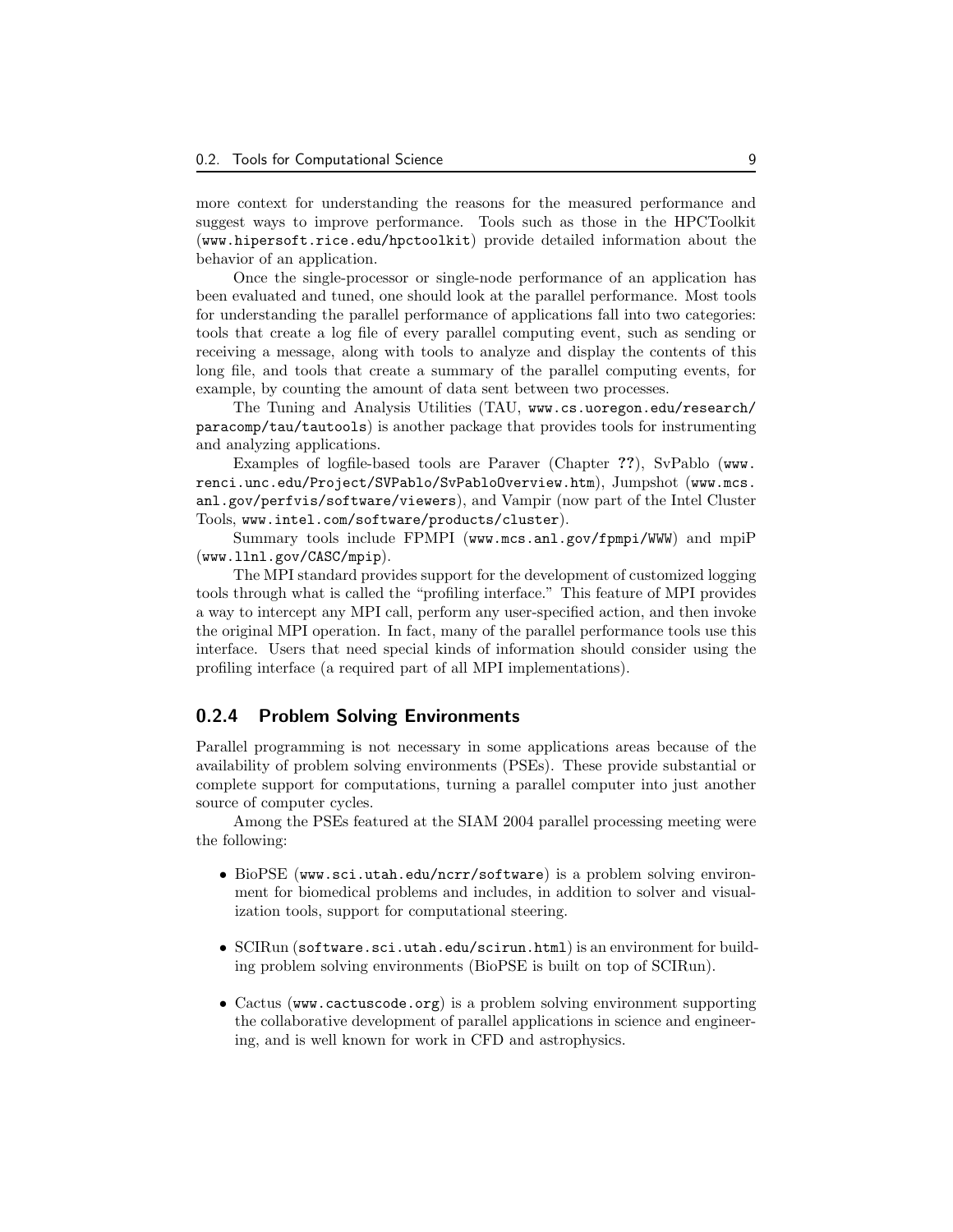more context for understanding the reasons for the measured performance and suggest ways to improve performance. Tools such as those in the HPCToolkit (www.hipersoft.rice.edu/hpctoolkit) provide detailed information about the behavior of an application.

Once the single-processor or single-node performance of an application has been evaluated and tuned, one should look at the parallel performance. Most tools for understanding the parallel performance of applications fall into two categories: tools that create a log file of every parallel computing event, such as sending or receiving a message, along with tools to analyze and display the contents of this long file, and tools that create a summary of the parallel computing events, for example, by counting the amount of data sent between two processes.

The Tuning and Analysis Utilities (TAU, www.cs.uoregon.edu/research/paracomp/tau/tautools) is another package that provides tools for instrumenting and analyzing applications.

Examples of logfile-based tools are Paraver (Chapter **??**), SvPablo (www.renci.unc.edu/Project/SVPablo/SvPabloOverview.htm), Jumpshot (www.mcs.anl.gov/perfvis/software/viewers), and Vampir (now part of the Intel Cluster Tools, www.intel.com/software/products/cluster).

Summary tools include FPMPI (www.mcs.anl.gov/fpmpi/WWW) and mpiP (www.llnl.gov/CASC/mpip).

The MPI standard provides support for the development of customized logging tools through what is called the "profiling interface." This feature of MPI provides a way to intercept any MPI call, perform any user-specified action, and then invoke the original MPI operation. In fact, many of the parallel performance tools use this interface. Users that need special kinds of information should consider using the profiling interface (a required part of all MPI implementations).

### 0.2.4 Problem Solving Environments

Parallel programming is not necessary in some applications areas because of the availability of problem solving environments (PSEs). These provide substantial or complete support for computations, turning a parallel computer into just another source of computer cycles.

Among the PSEs featured at the SIAM 2004 parallel processing meeting were the following:

- BioPSE (www.sci.utah.edu/ncrr/software) is a problem solving environment for biomedical problems and includes, in addition to solver and visualization tools, support for computational steering.
- SCIRun (software.sci.utah.edu/scirun.html) is an environment for building problem solving environments (BioPSE is built on top of SCIRun).
- Cactus (www.cactuscode.org) is a problem solving environment supporting the collaborative development of parallel applications in science and engineering, and is well known for work in CFD and astrophysics.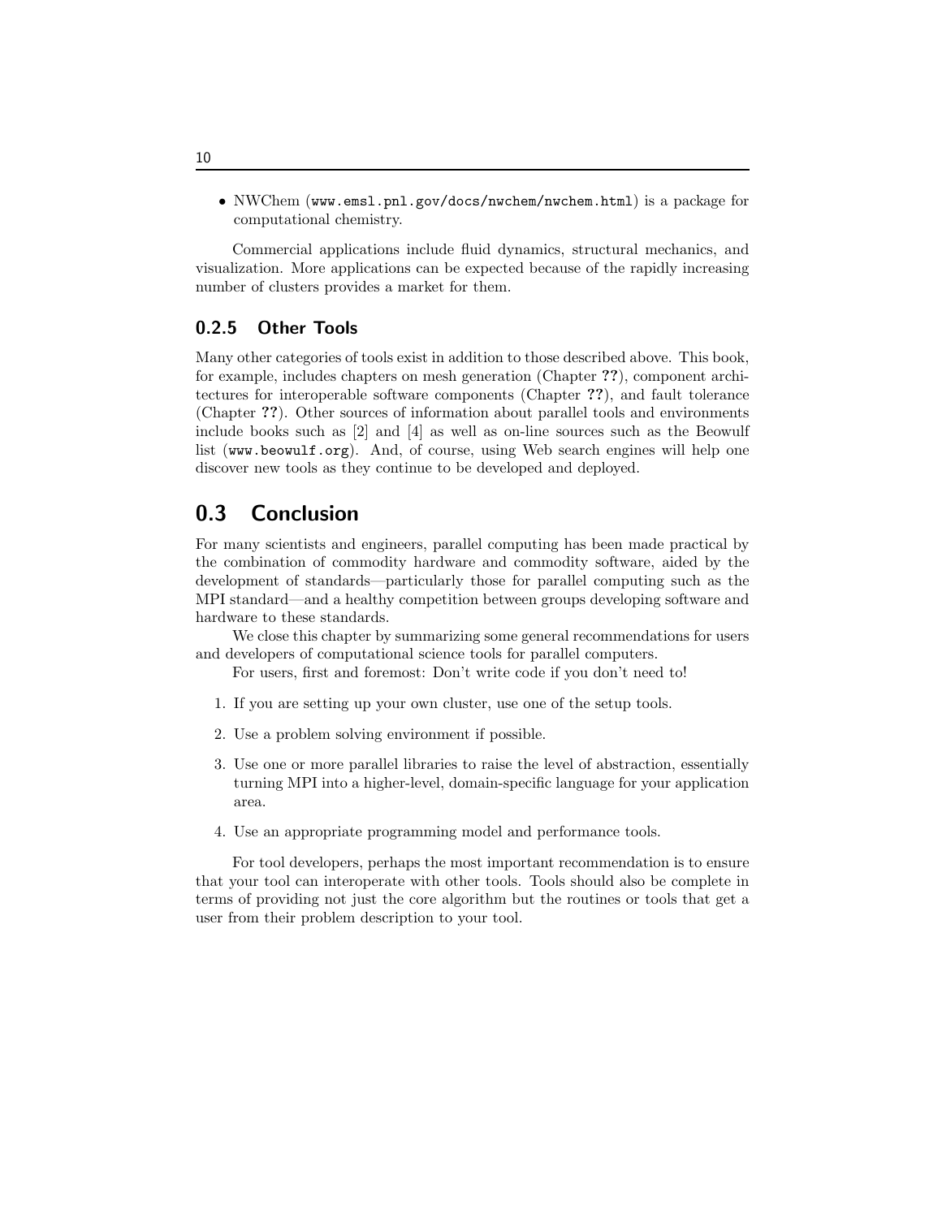- NWChem (www.emsl.pnl.gov/docs/nwchem/nwchem.html) is a package for computational chemistry.

Commercial applications include fluid dynamics, structural mechanics, and visualization. More applications can be expected because of the rapidly increasing number of clusters provides a market for them.

### 0.2.5 Other Tools

Many other categories of tools exist in addition to those described above. This book, for example, includes chapters on mesh generation (Chapter **??**), component architectures for interoperable software components (Chapter **??**), and fault tolerance (Chapter **??**). Other sources of information about parallel tools and environments include books such as [2] and [4] as well as on-line sources such as the Beowulf list (www.beowulf.org). And, of course, using Web search engines will help one discover new tools as they continue to be developed and deployed.

## 0.3 Conclusion

For many scientists and engineers, parallel computing has been made practical by the combination of commodity hardware and commodity software, aided by the development of standards—particularly those for parallel computing such as the MPI standard—and a healthy competition between groups developing software and hardware to these standards.

We close this chapter by summarizing some general recommendations for users and developers of computational science tools for parallel computers.

For users, first and foremost: Don't write code if you don't need to!

1. If you are setting up your own cluster, use one of the setup tools.
2. Use a problem solving environment if possible.
3. Use one or more parallel libraries to raise the level of abstraction, essentially turning MPI into a higher-level, domain-specific language for your application area.
4. Use an appropriate programming model and performance tools.

For tool developers, perhaps the most important recommendation is to ensure that your tool can interoperate with other tools. Tools should also be complete in terms of providing not just the core algorithm but the routines or tools that get a user from their problem description to your tool.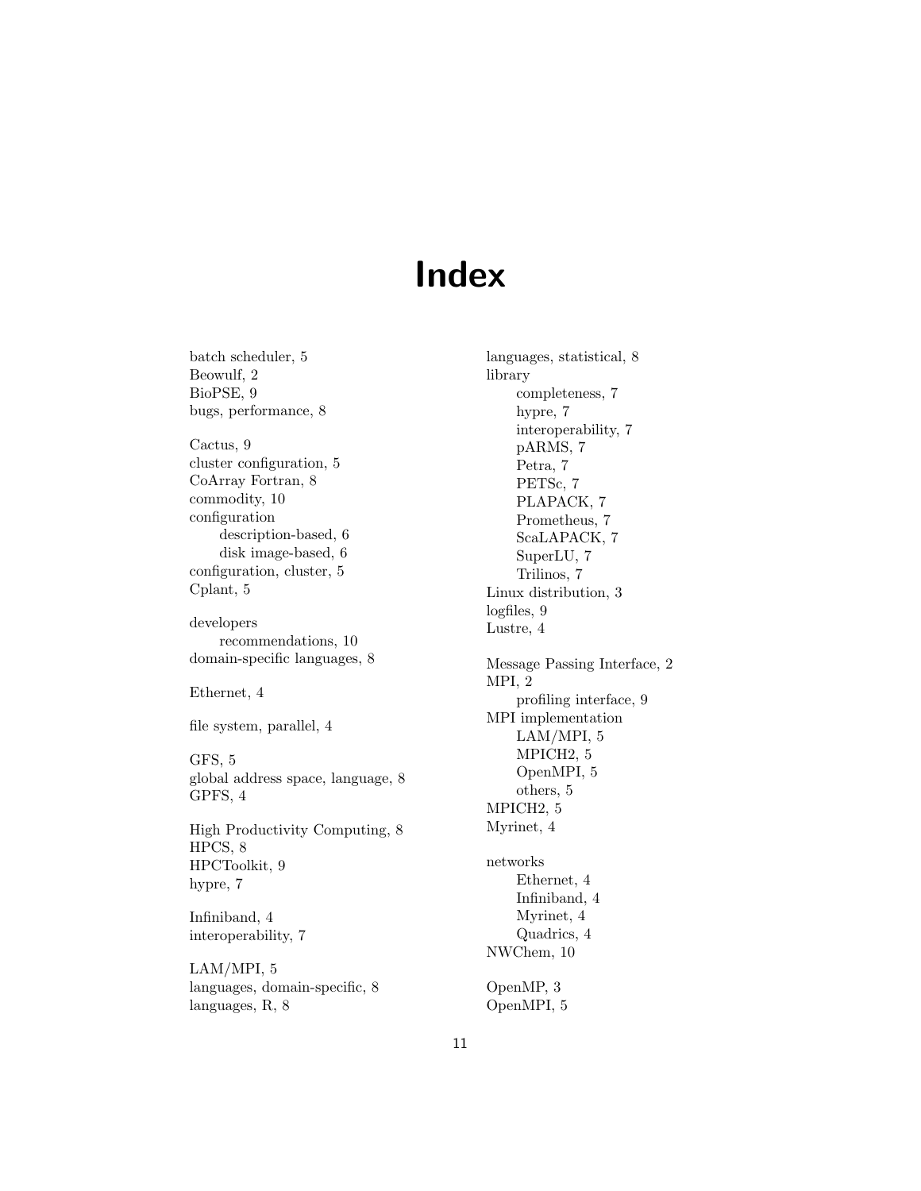# Index

batch scheduler, 5
Beowulf, 2
BioPSE, 9
bugs, performance, 8

Cactus, 9
cluster configuration, 5
CoArray Fortran, 8
commodity, 10
configuration
- description-based, 6
- disk image-based, 6

configuration, cluster, 5
Cplant, 5

developers
- recommendations, 10

domain-specific languages, 8

Ethernet, 4

file system, parallel, 4

GFS, 5
global address space, language, 8
GPFS, 4

High Productivity Computing, 8
HPCS, 8
HPCToolkit, 9
hypre, 7

Infiniband, 4
interoperability, 7

LAM/MPI, 5
languages, domain-specific, 8
languages, R, 8
languages, statistical, 8
library
- completeness, 7
- hypre, 7
- interoperability, 7
- pARMS, 7
- Petra, 7
- PETSc, 7
- PLAPACK, 7
- Prometheus, 7
- ScaLAPACK, 7
- SuperLU, 7
- Trilinos, 7

Linux distribution, 3
logfiles, 9
Lustre, 4

Message Passing Interface, 2
MPI, 2
- profiling interface, 9

MPI implementation
- LAM/MPI, 5
- MPICH2, 5
- OpenMPI, 5
- others, 5

MPICH2, 5
Myrinet, 4

networks
- Ethernet, 4
- Infiniband, 4
- Myrinet, 4
- Quadrics, 4

NWChem, 10

OpenMP, 3
OpenMPI, 5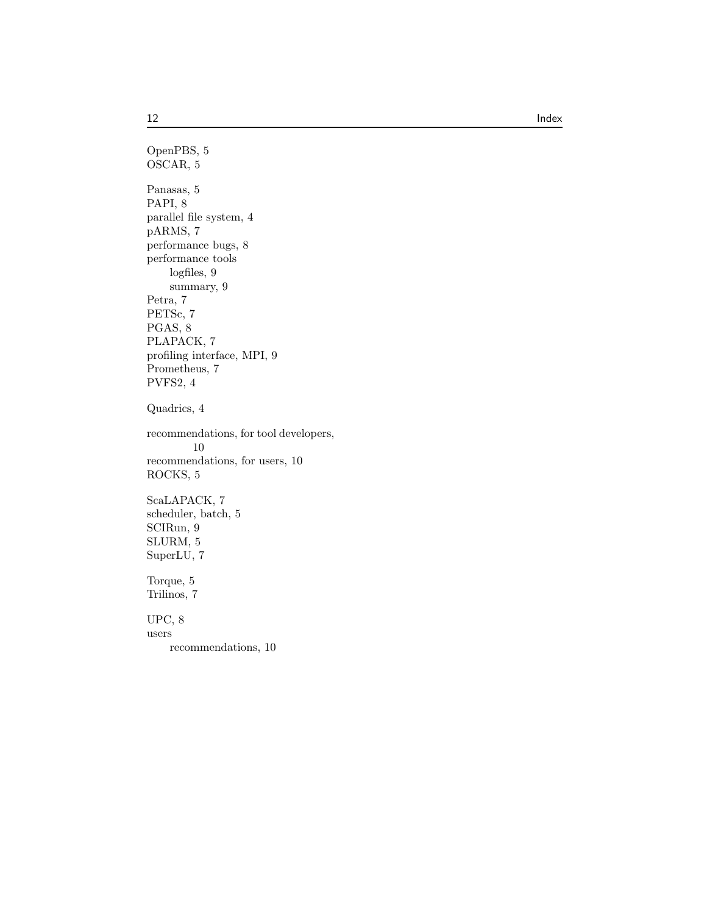OpenPBS, 5
OSCAR, 5

Panasas, 5
PAPI, 8
parallel file system, 4
pARMS, 7
performance bugs, 8
performance tools
  logfiles, 9
  summary, 9
Petra, 7
PETSc, 7
PGAS, 8
PLAPACK, 7
profiling interface, MPI, 9
Prometheus, 7
PVFS2, 4

Quadrics, 4

recommendations, for tool developers, 10
recommendations, for users, 10
ROCKS, 5

ScaLAPACK, 7
scheduler, batch, 5
SCIRun, 9
SLURM, 5
SuperLU, 7

Torque, 5
Trilinos, 7

UPC, 8
users
  recommendations, 10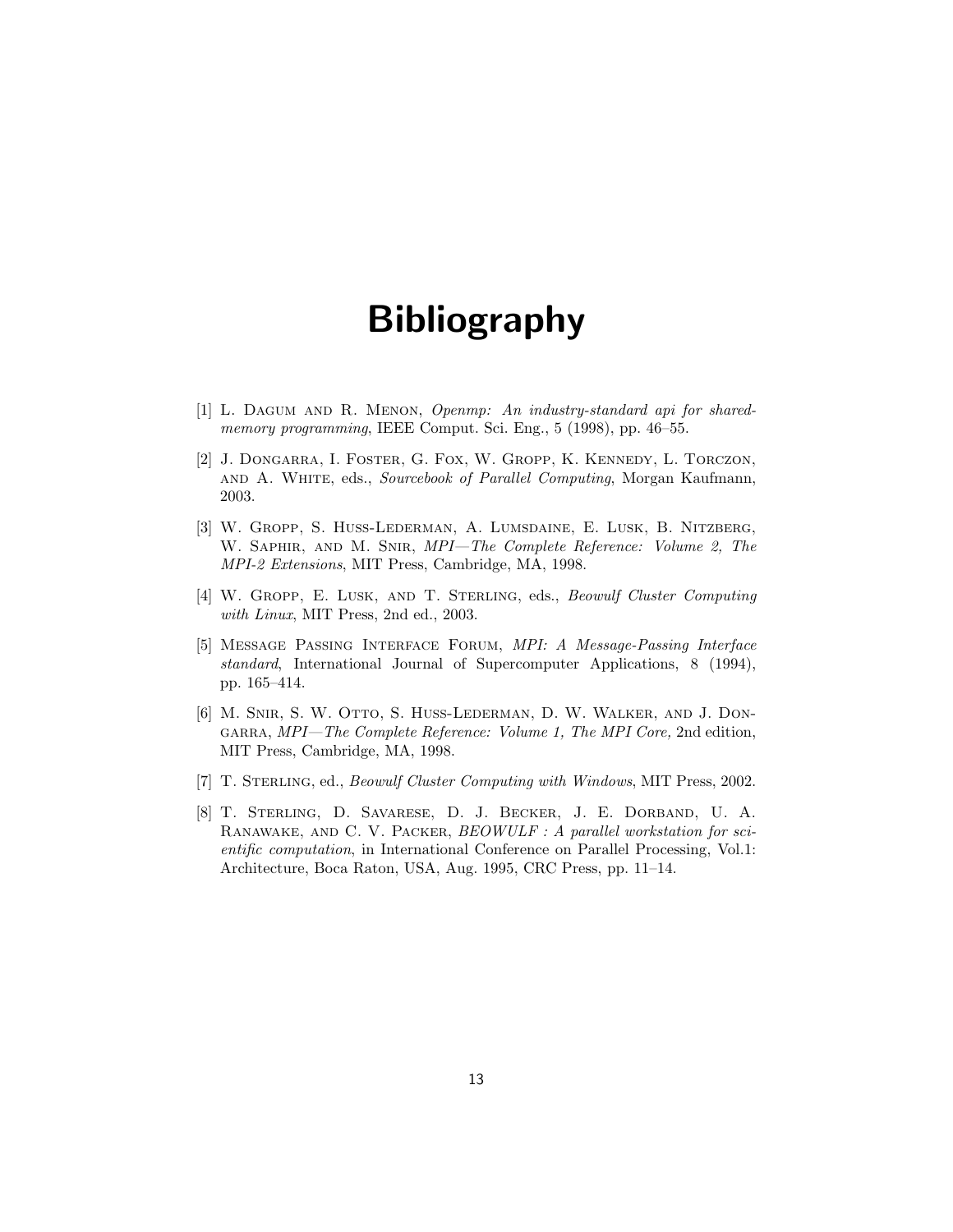# Bibliography

[1] L. Dagum and R. Menon, *Openmp: An industry-standard api for shared-memory programming*, IEEE Comput. Sci. Eng., 5 (1998), pp. 46–55.

[2] J. Dongarra, I. Foster, G. Fox, W. Gropp, K. Kennedy, L. Torczon, and A. White, eds., *Sourcebook of Parallel Computing*, Morgan Kaufmann, 2003.

[3] W. Gropp, S. Huss-Lederman, A. Lumsdaine, E. Lusk, B. Nitzberg, W. Saphir, and M. Snir, *MPI—The Complete Reference: Volume 2, The MPI-2 Extensions*, MIT Press, Cambridge, MA, 1998.

[4] W. Gropp, E. Lusk, and T. Sterling, eds., *Beowulf Cluster Computing with Linux*, MIT Press, 2nd ed., 2003.

[5] Message Passing Interface Forum, *MPI: A Message-Passing Interface standard*, International Journal of Supercomputer Applications, 8 (1994), pp. 165–414.

[6] M. Snir, S. W. Otto, S. Huss-Lederman, D. W. Walker, and J. Dongarra, *MPI—The Complete Reference: Volume 1, The MPI Core,* 2nd edition, MIT Press, Cambridge, MA, 1998.

[7] T. Sterling, ed., *Beowulf Cluster Computing with Windows*, MIT Press, 2002.

[8] T. Sterling, D. Savarese, D. J. Becker, J. E. Dorband, U. A. Ranawake, and C. V. Packer, *BEOWULF : A parallel workstation for scientific computation*, in International Conference on Parallel Processing, Vol.1: Architecture, Boca Raton, USA, Aug. 1995, CRC Press, pp. 11–14.